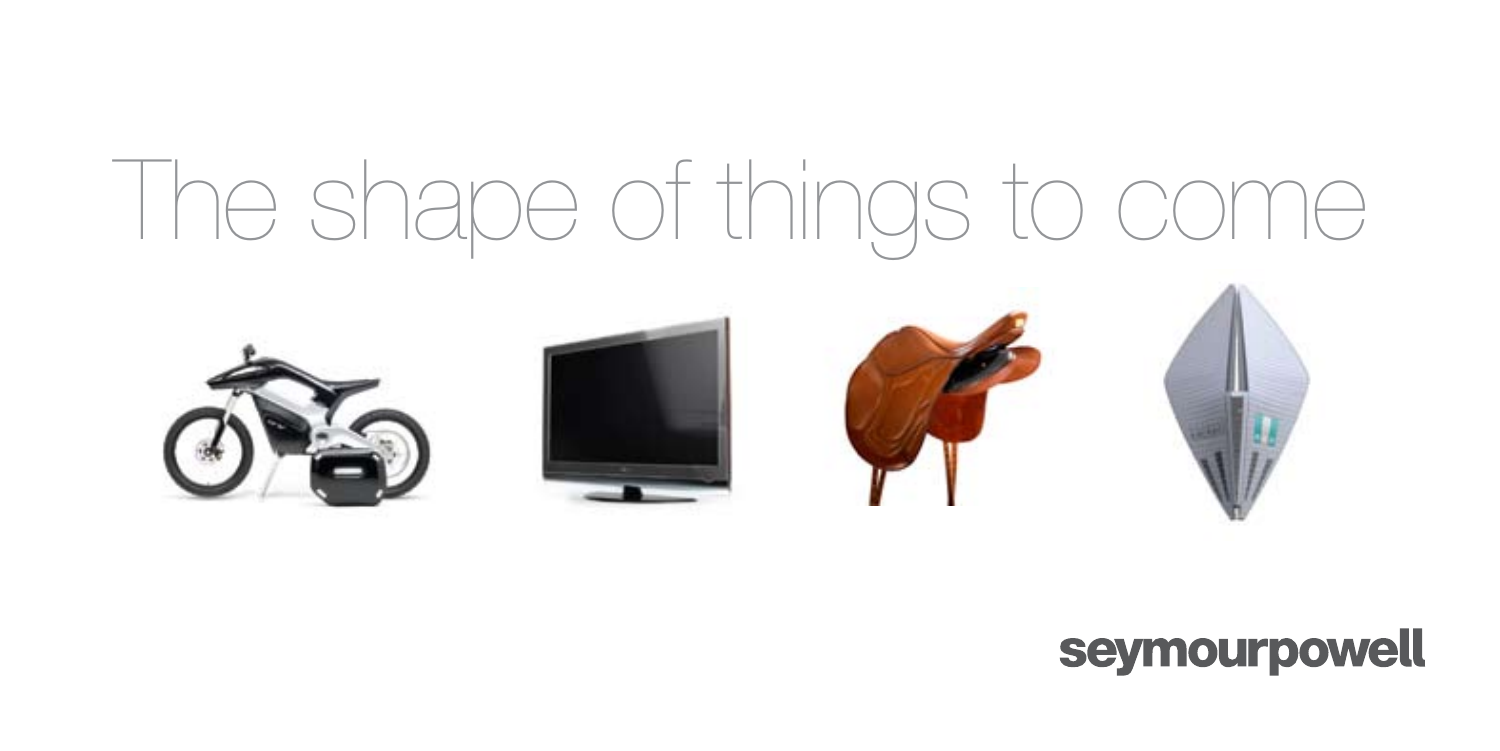# The shape of things to come

seymourpowell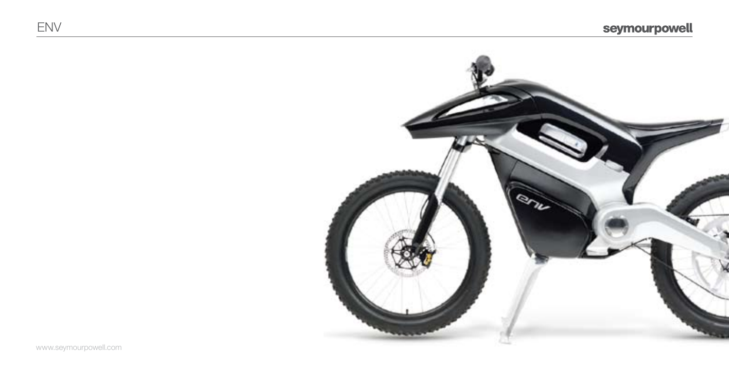# ENV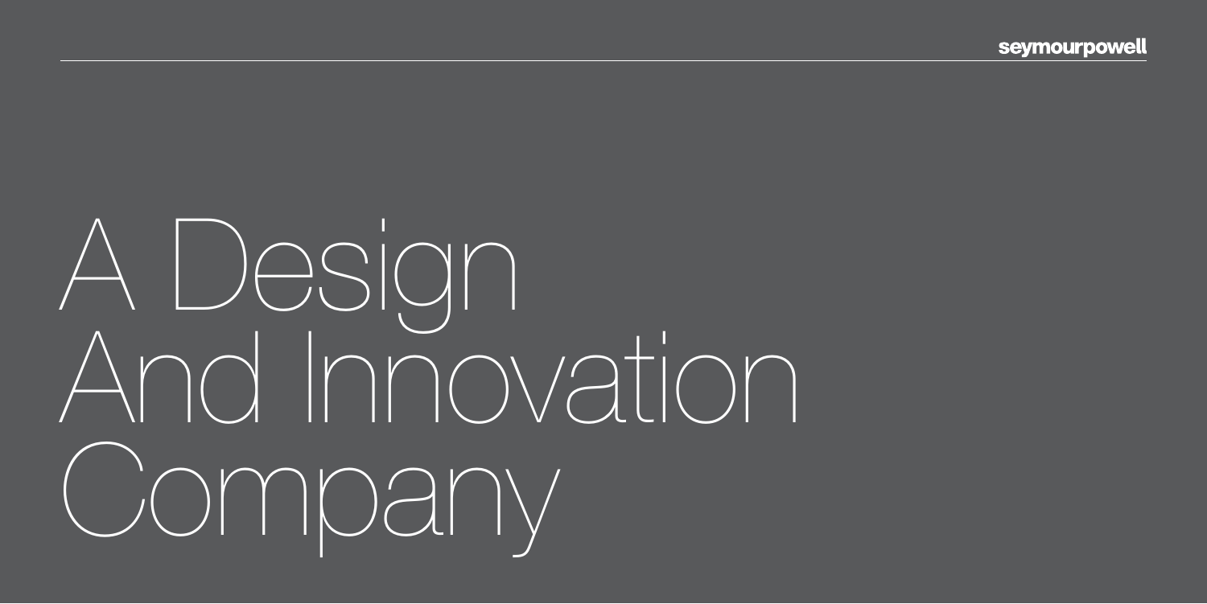# A Design And Innovation Company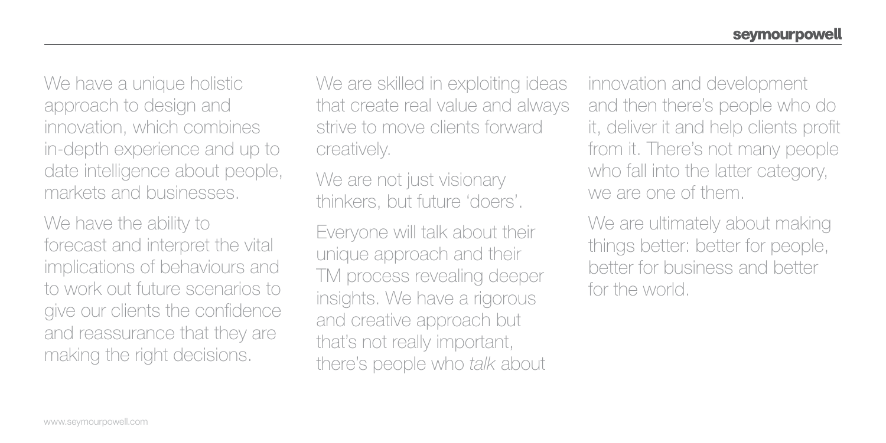We have a unique holistic approach to design and innovation, which combines in-depth experience and up to date intelligence about people, markets and businesses.

We have the ability to forecast and interpret the vital implications of behaviours and to work out future scenarios to give our clients the confidence and reassurance that they are making the right decisions.

We are skilled in exploiting ideas that create real value and always strive to move clients forward creatively.

We are not just visionary thinkers, but future 'doers'.

Everyone will talk about their unique approach and their TM process revealing deeper insights. We have a rigorous and creative approach but that's not really important, there's people who *talk* about innovation and development and then there's people who do it, deliver it and help clients profit from it. There's not many people who fall into the latter category, we are one of them.

We are ultimately about making things better: better for people, better for business and better for the world.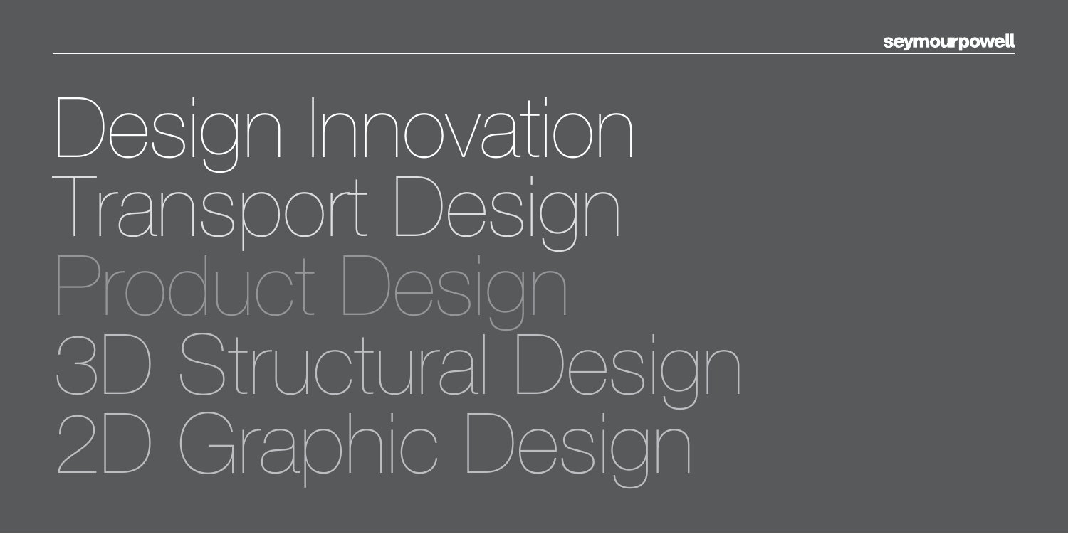seymourpowell

Design Innovation

Transport Design

Product Design

3D Structural Design

2D Graphic Design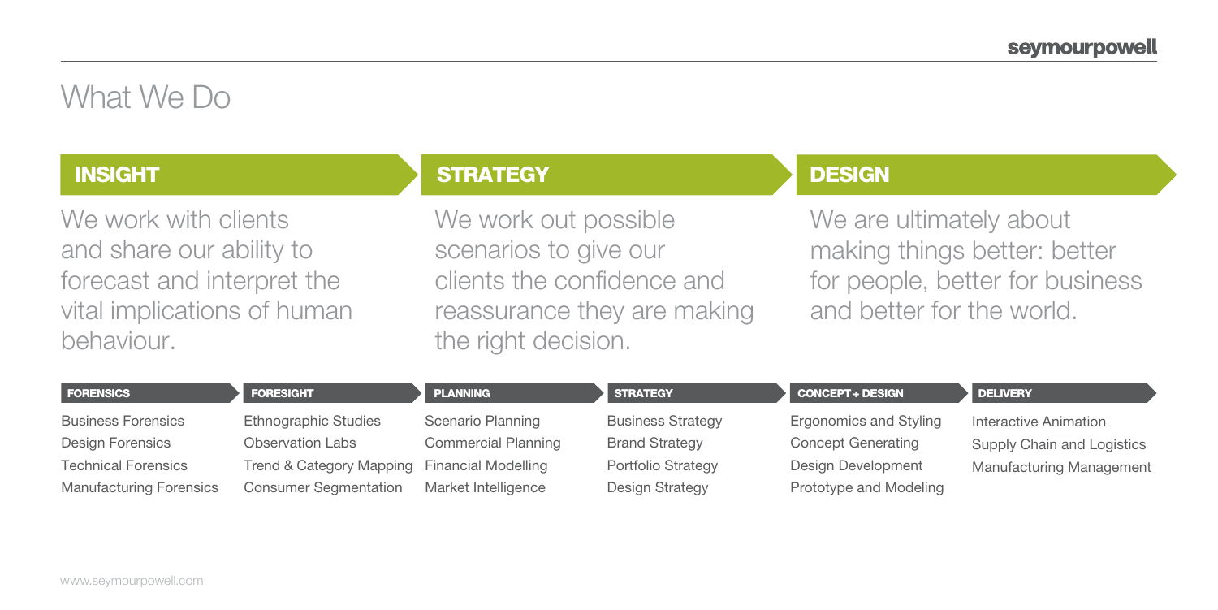# What We Do

## INSIGHT

We work with clients and share our ability to forecast and interpret the vital implications of human behaviour.

## STRATEGY

We work out possible scenarios to give our clients the confidence and reassurance they are making the right decision.

## DESIGN

We are ultimately about making things better: better for people, better for business and better for the world.

| FORENSICS | FORESIGHT | PLANNING | STRATEGY | CONCEPT + DESIGN | DELIVERY |
|---|---|---|---|---|---|
| Business Forensics | Ethnographic Studies | Scenario Planning | Business Strategy | Ergonomics and Styling | Interactive Animation |
| Design Forensics | Observation Labs | Commercial Planning | Brand Strategy | Concept Generating | Supply Chain and Logistics |
| Technical Forensics | Trend & Category Mapping | Financial Modelling | Portfolio Strategy | Design Development | Manufacturing Management |
| Manufacturing Forensics | Consumer Segmentation | Market Intelligence | Design Strategy | Prototype and Modeling | |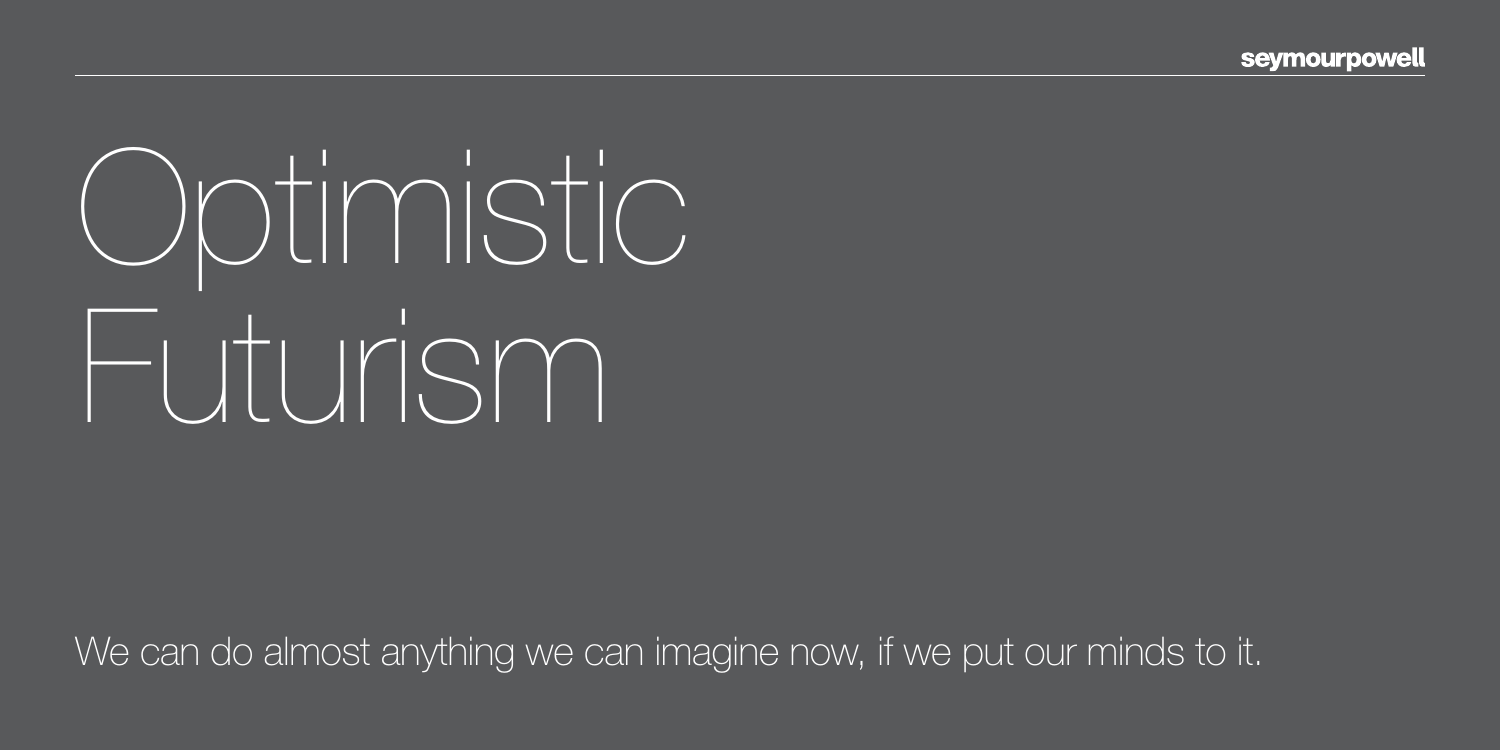# Optimistic Futurism

We can do almost anything we can imagine now, if we put our minds to it.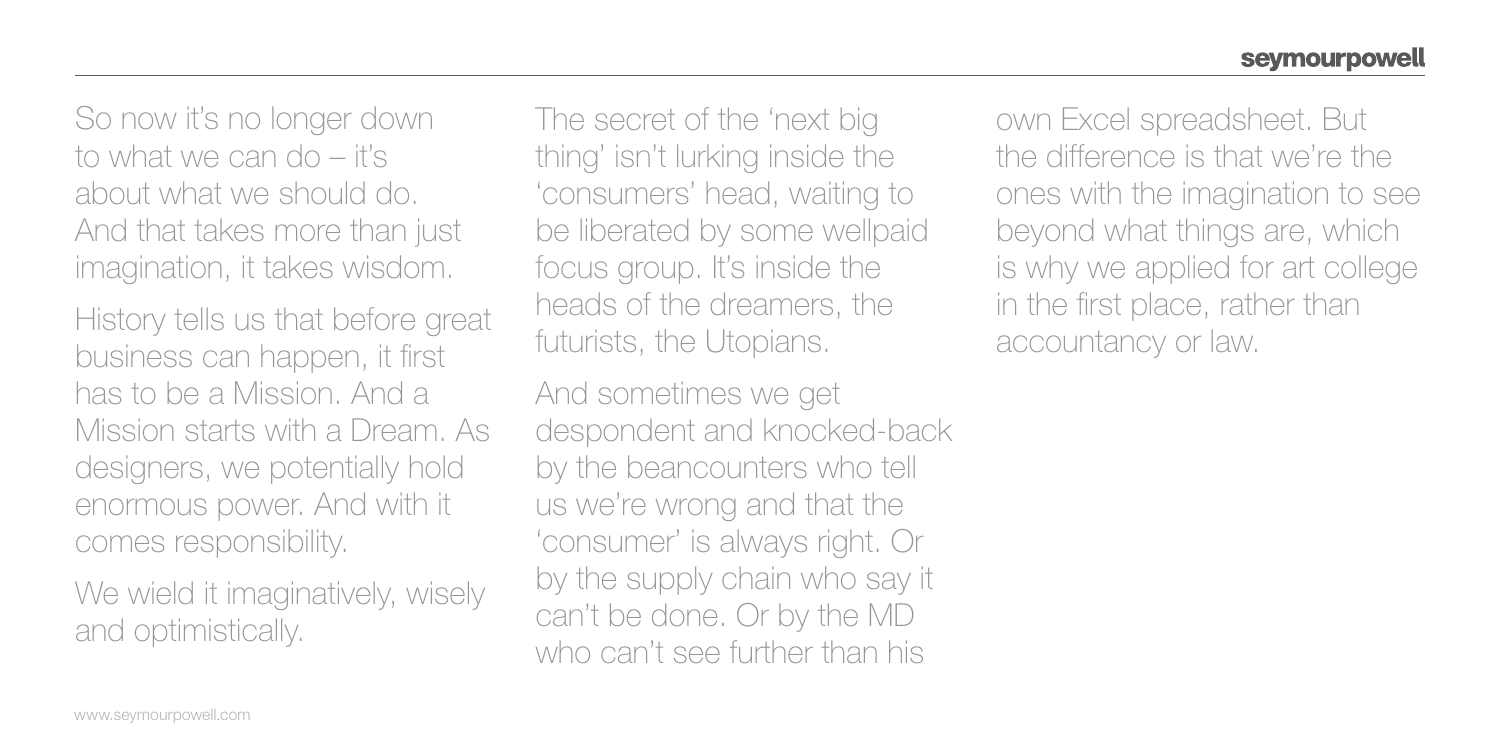So now it's no longer down to what we can do – it's about what we should do. And that takes more than just imagination, it takes wisdom.

History tells us that before great business can happen, it first has to be a Mission. And a Mission starts with a Dream. As designers, we potentially hold enormous power. And with it comes responsibility.

We wield it imaginatively, wisely and optimistically.

The secret of the 'next big thing' isn't lurking inside the 'consumers' head, waiting to be liberated by some wellpaid focus group. It's inside the heads of the dreamers, the futurists, the Utopians.

And sometimes we get despondent and knocked-back by the beancounters who tell us we're wrong and that the 'consumer' is always right. Or by the supply chain who say it can't be done. Or by the MD who can't see further than his own Excel spreadsheet. But the difference is that we're the ones with the imagination to see beyond what things are, which is why we applied for art college in the first place, rather than accountancy or law.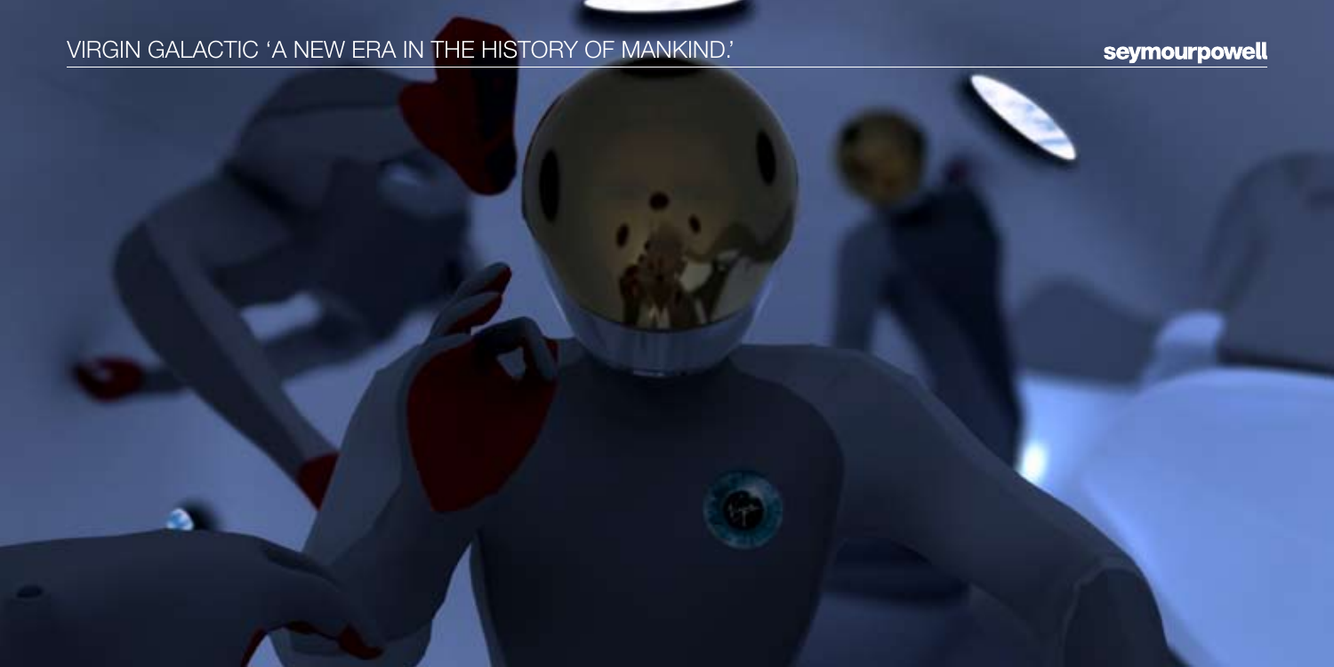# VIRGIN GALACTIC 'A NEW ERA IN THE HISTORY OF MANKIND.'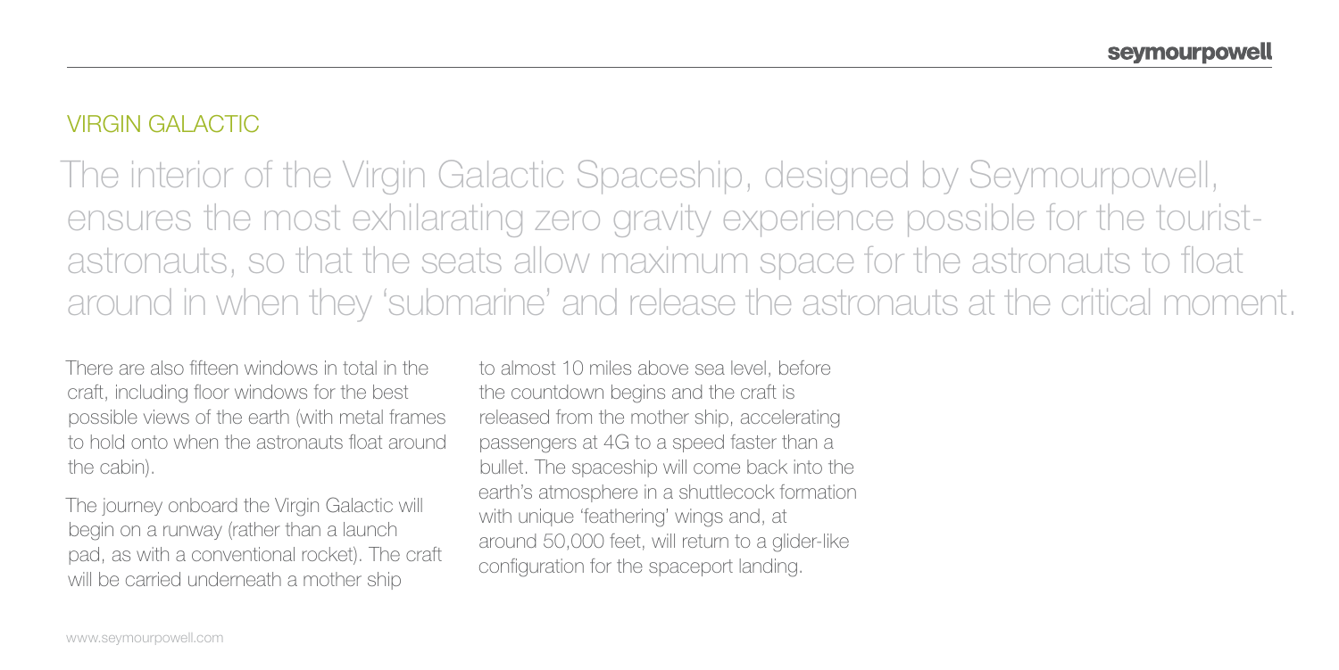## VIRGIN GALACTIC

The interior of the Virgin Galactic Spaceship, designed by Seymourpowell, ensures the most exhilarating zero gravity experience possible for the tourist-astronauts, so that the seats allow maximum space for the astronauts to float around in when they 'submarine' and release the astronauts at the critical moment.

There are also fifteen windows in total in the craft, including floor windows for the best possible views of the earth (with metal frames to hold onto when the astronauts float around the cabin).

The journey onboard the Virgin Galactic will begin on a runway (rather than a launch pad, as with a conventional rocket). The craft will be carried underneath a mother ship to almost 10 miles above sea level, before the countdown begins and the craft is released from the mother ship, accelerating passengers at 4G to a speed faster than a bullet. The spaceship will come back into the earth's atmosphere in a shuttlecock formation with unique 'feathering' wings and, at around 50,000 feet, will return to a glider-like configuration for the spaceport landing.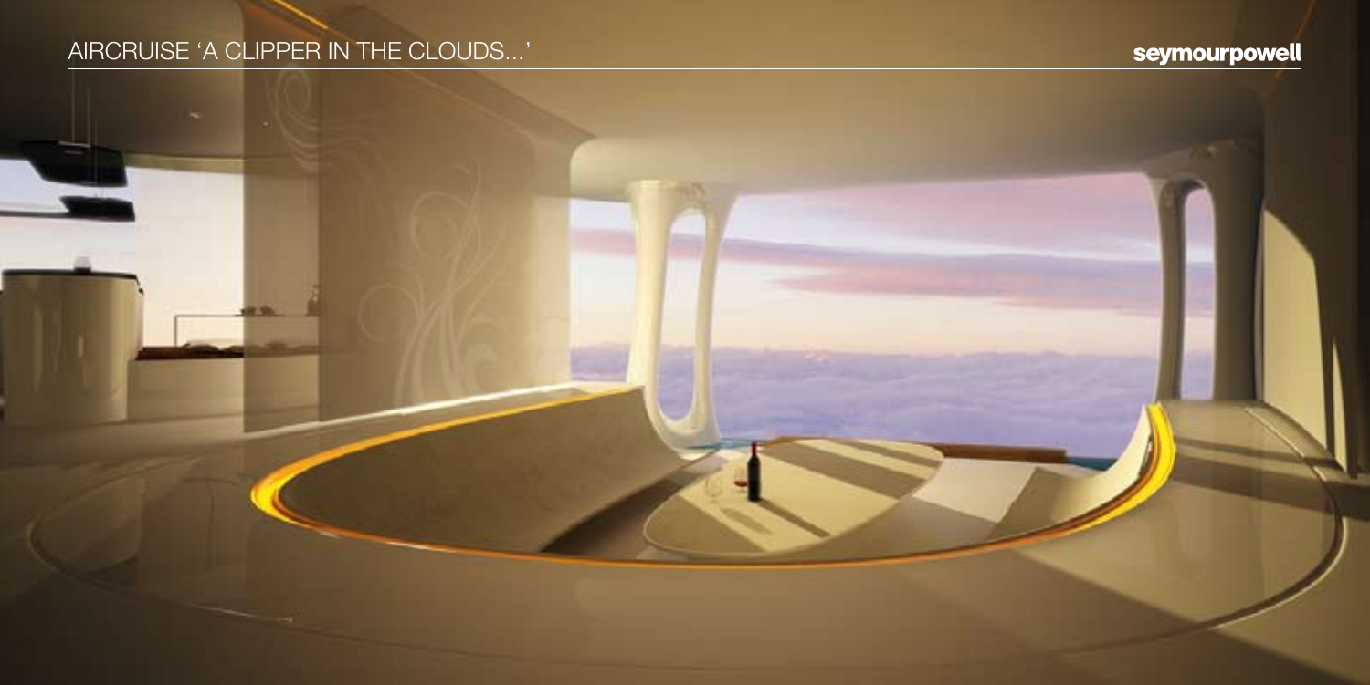# AIRCRUISE 'A CLIPPER IN THE CLOUDS...'

seymourpowell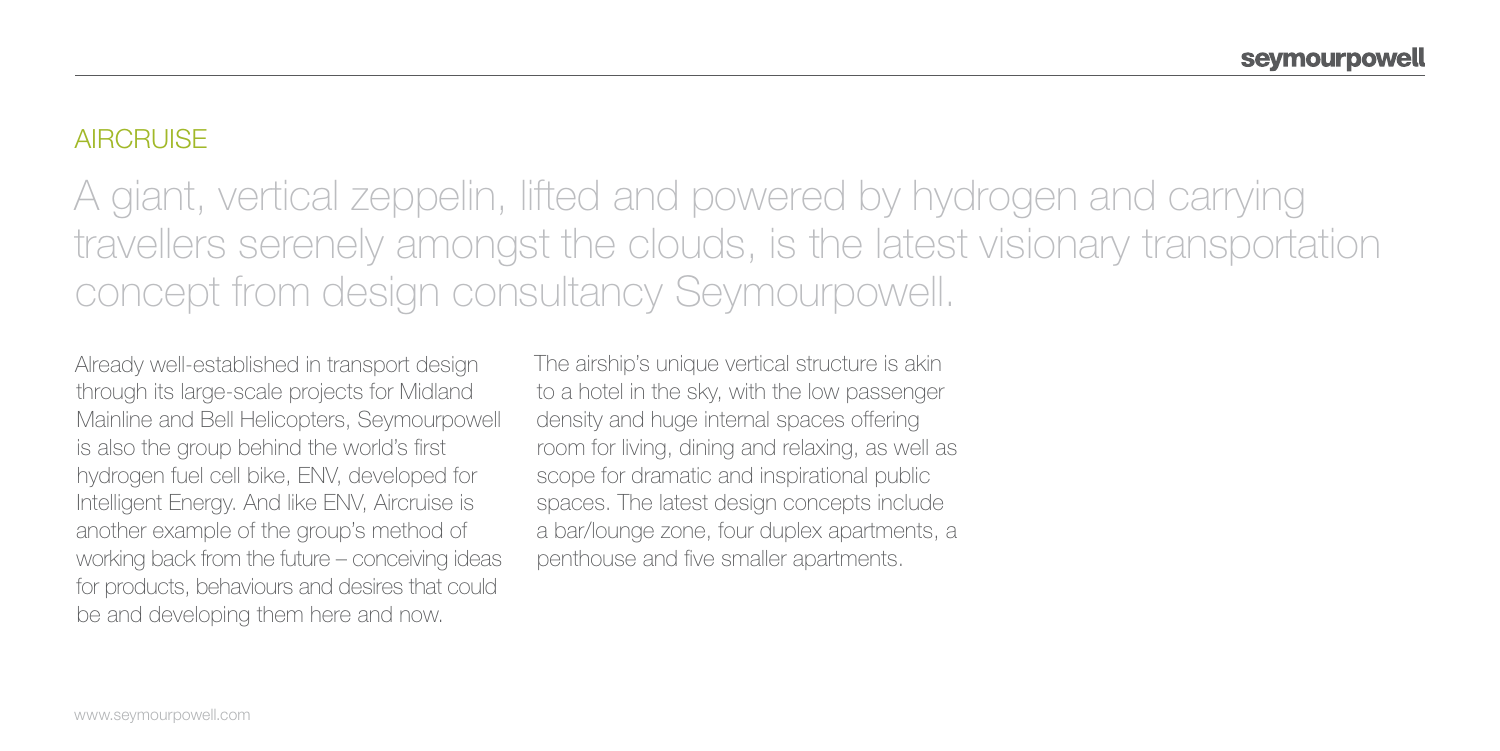## AIRCRUISE

A giant, vertical zeppelin, lifted and powered by hydrogen and carrying travellers serenely amongst the clouds, is the latest visionary transportation concept from design consultancy Seymourpowell.

Already well-established in transport design through its large-scale projects for Midland Mainline and Bell Helicopters, Seymourpowell is also the group behind the world's first hydrogen fuel cell bike, ENV, developed for Intelligent Energy. And like ENV, Aircruise is another example of the group's method of working back from the future – conceiving ideas for products, behaviours and desires that could be and developing them here and now.

The airship's unique vertical structure is akin to a hotel in the sky, with the low passenger density and huge internal spaces offering room for living, dining and relaxing, as well as scope for dramatic and inspirational public spaces. The latest design concepts include a bar/lounge zone, four duplex apartments, a penthouse and five smaller apartments.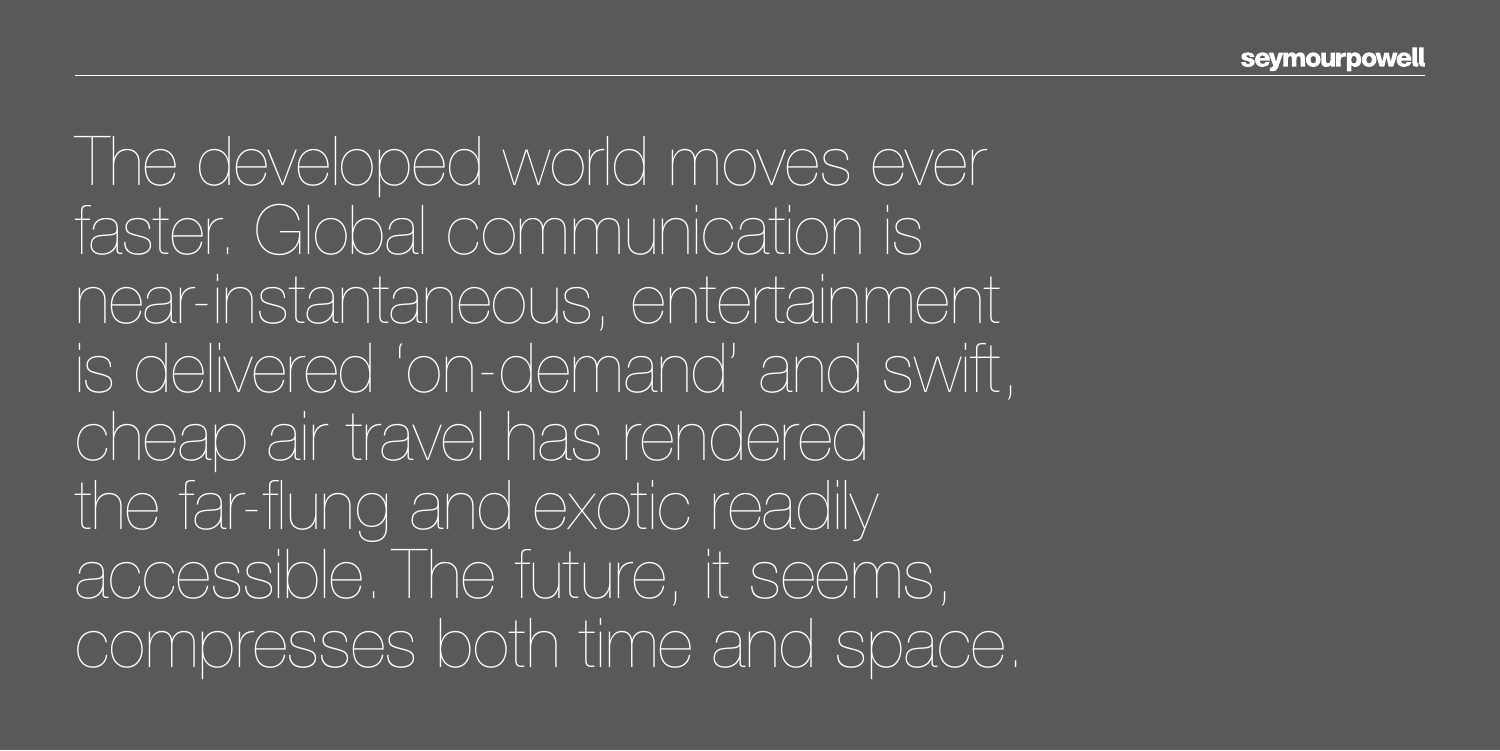The developed world moves ever faster. Global communication is near-instantaneous, entertainment is delivered 'on-demand' and swift, cheap air travel has rendered the far-flung and exotic readily accessible. The future, it seems, compresses both time and space.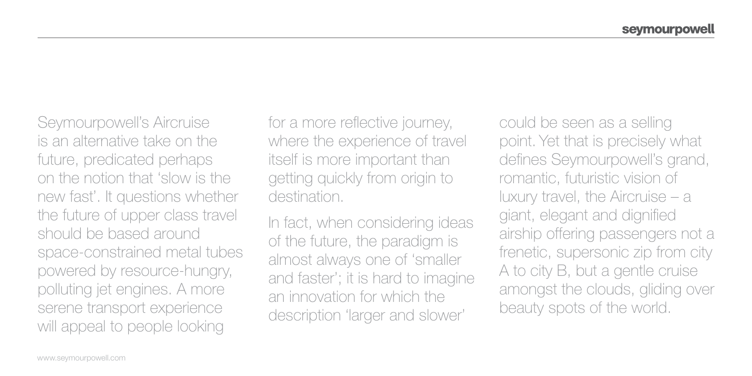Seymourpowell's Aircruise is an alternative take on the future, predicated perhaps on the notion that 'slow is the new fast'. It questions whether the future of upper class travel should be based around space-constrained metal tubes powered by resource-hungry, polluting jet engines. A more serene transport experience will appeal to people looking for a more reflective journey, where the experience of travel itself is more important than getting quickly from origin to destination.

In fact, when considering ideas of the future, the paradigm is almost always one of 'smaller and faster'; it is hard to imagine an innovation for which the description 'larger and slower' could be seen as a selling point. Yet that is precisely what defines Seymourpowell's grand, romantic, futuristic vision of luxury travel, the Aircruise – a giant, elegant and dignified airship offering passengers not a frenetic, supersonic zip from city A to city B, but a gentle cruise amongst the clouds, gliding over beauty spots of the world.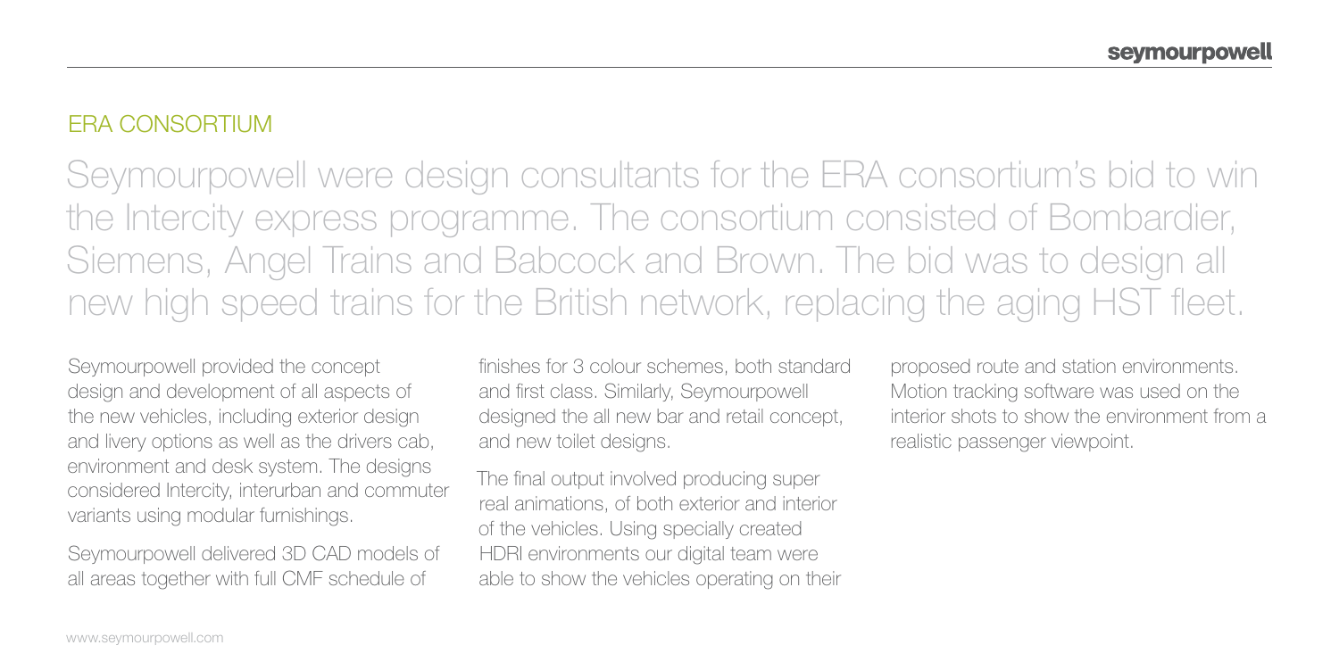## ERA CONSORTIUM

Seymourpowell were design consultants for the ERA consortium's bid to win the Intercity express programme. The consortium consisted of Bombardier, Siemens, Angel Trains and Babcock and Brown. The bid was to design all new high speed trains for the British network, replacing the aging HST fleet.

Seymourpowell provided the concept design and development of all aspects of the new vehicles, including exterior design and livery options as well as the drivers cab, environment and desk system. The designs considered Intercity, interurban and commuter variants using modular furnishings.

Seymourpowell delivered 3D CAD models of all areas together with full CMF schedule of finishes for 3 colour schemes, both standard and first class. Similarly, Seymourpowell designed the all new bar and retail concept, and new toilet designs.

The final output involved producing super real animations, of both exterior and interior of the vehicles. Using specially created HDRI environments our digital team were able to show the vehicles operating on their proposed route and station environments. Motion tracking software was used on the interior shots to show the environment from a realistic passenger viewpoint.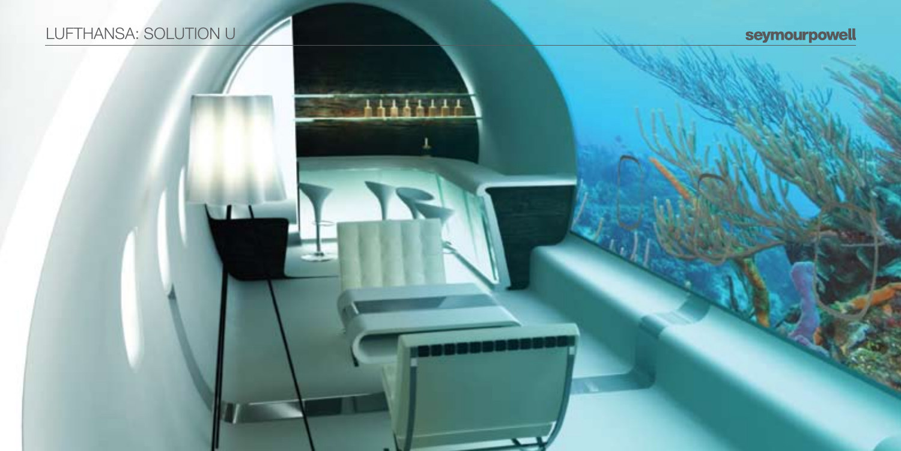# LUFTHANSA: SOLUTION U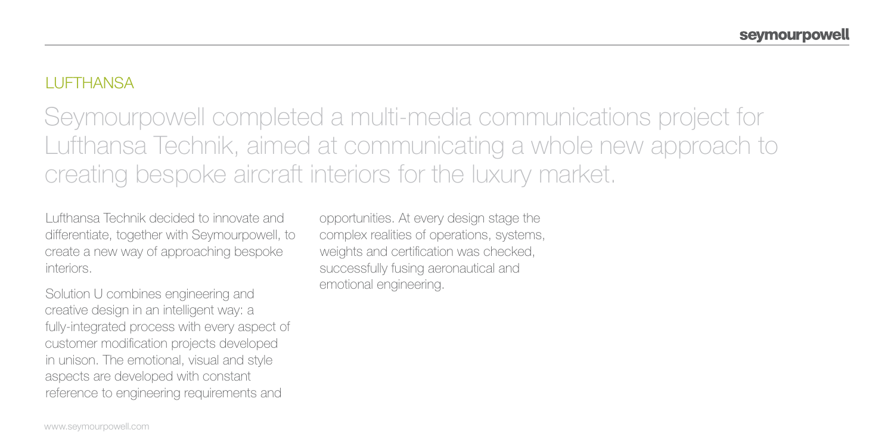## LUFTHANSA

Seymourpowell completed a multi-media communications project for Lufthansa Technik, aimed at communicating a whole new approach to creating bespoke aircraft interiors for the luxury market.

Lufthansa Technik decided to innovate and differentiate, together with Seymourpowell, to create a new way of approaching bespoke interiors.

Solution U combines engineering and creative design in an intelligent way: a fully-integrated process with every aspect of customer modification projects developed in unison. The emotional, visual and style aspects are developed with constant reference to engineering requirements and opportunities. At every design stage the complex realities of operations, systems, weights and certification was checked, successfully fusing aeronautical and emotional engineering.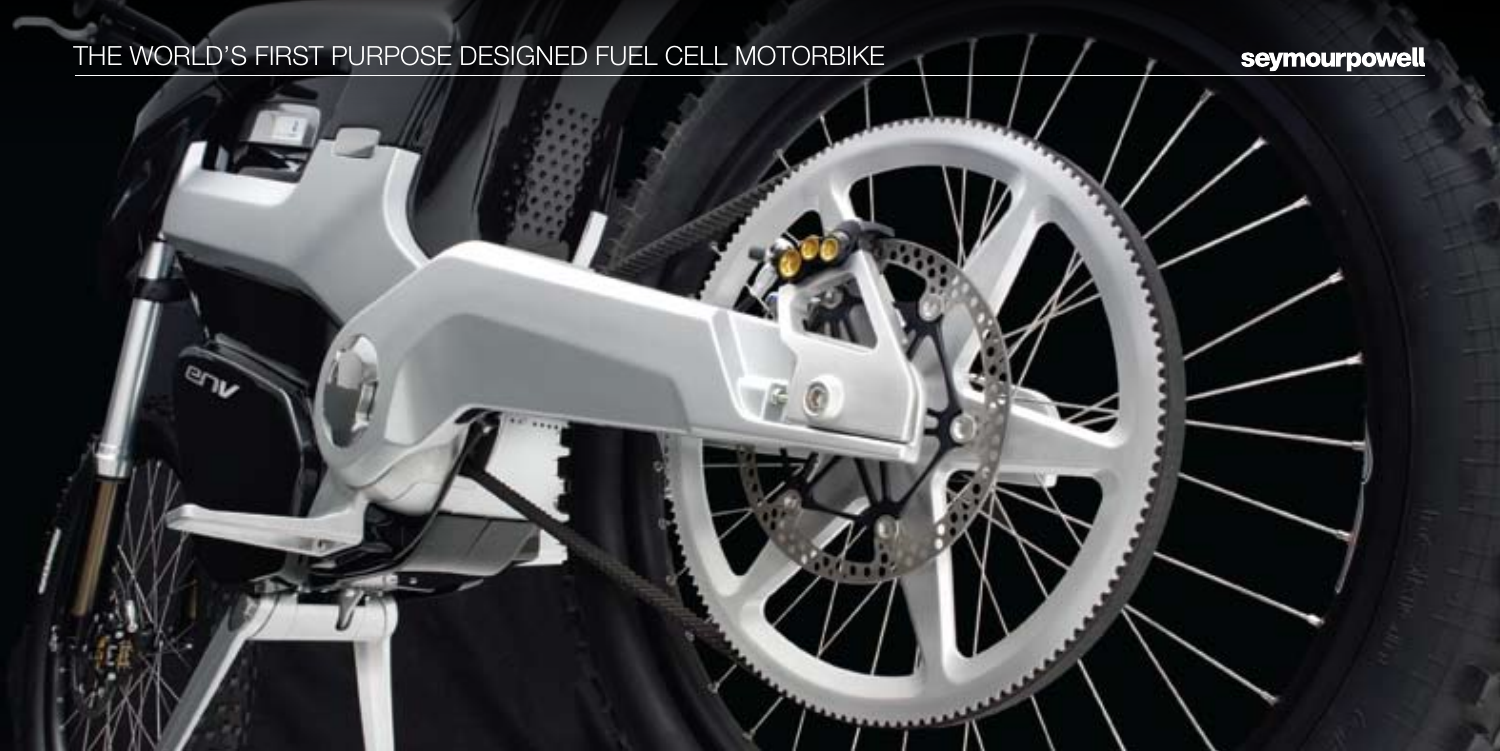THE WORLD'S FIRST PURPOSE DESIGNED FUEL CELL MOTORBIKE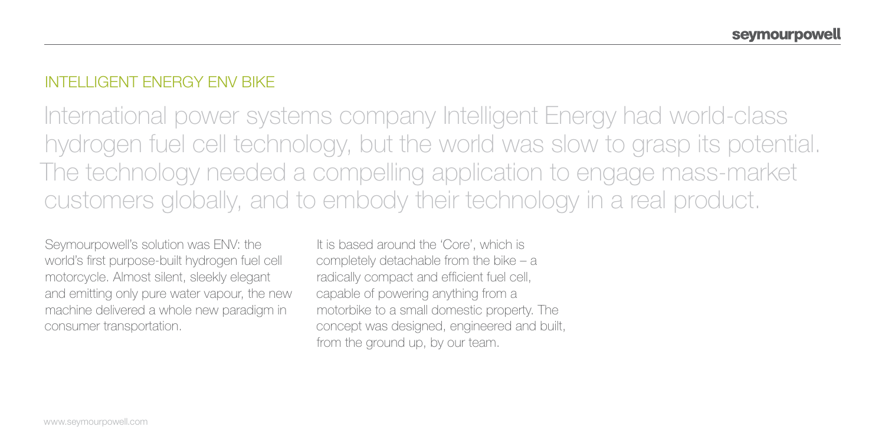## INTELLIGENT ENERGY ENV BIKE

International power systems company Intelligent Energy had world-class hydrogen fuel cell technology, but the world was slow to grasp its potential. The technology needed a compelling application to engage mass-market customers globally, and to embody their technology in a real product.

Seymourpowell's solution was ENV: the world's first purpose-built hydrogen fuel cell motorcycle. Almost silent, sleekly elegant and emitting only pure water vapour, the new machine delivered a whole new paradigm in consumer transportation.

It is based around the 'Core', which is completely detachable from the bike – a radically compact and efficient fuel cell, capable of powering anything from a motorbike to a small domestic property. The concept was designed, engineered and built, from the ground up, by our team.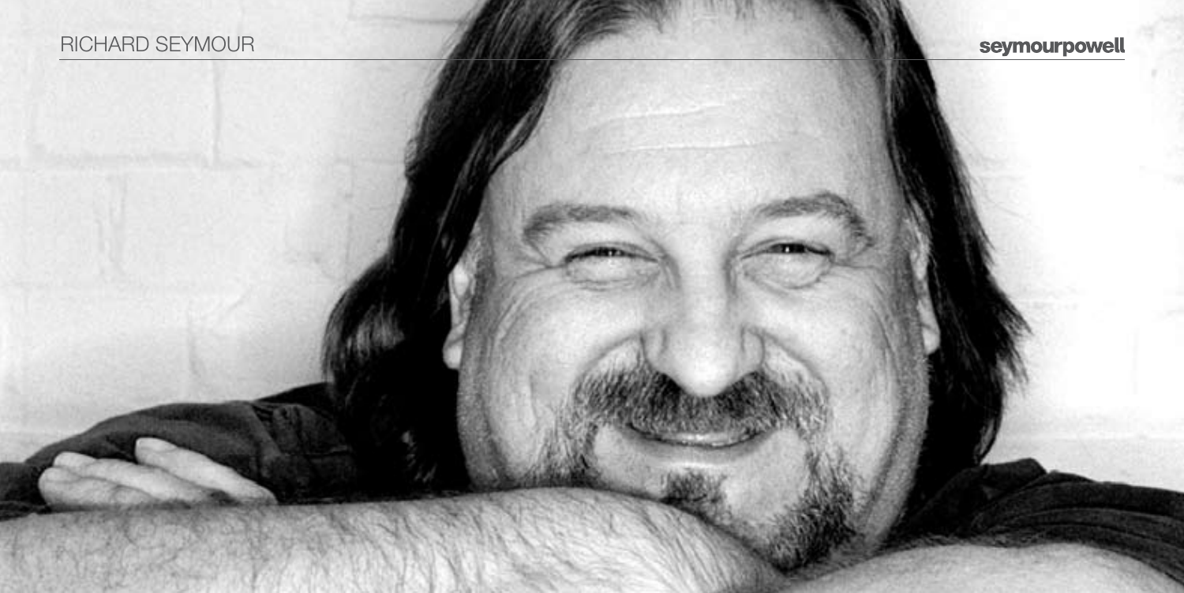# RICHARD SEYMOUR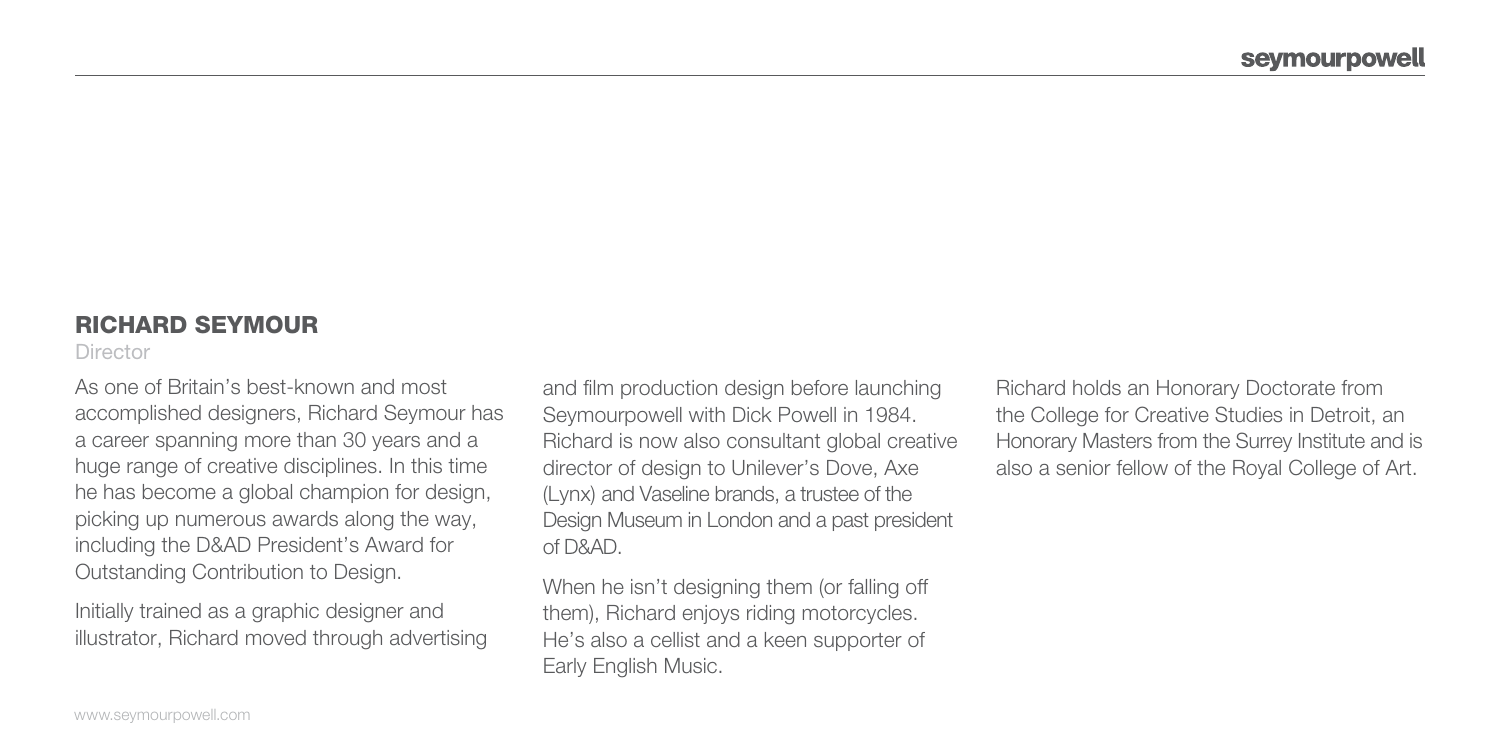## RICHARD SEYMOUR

Director

As one of Britain's best-known and most accomplished designers, Richard Seymour has a career spanning more than 30 years and a huge range of creative disciplines. In this time he has become a global champion for design, picking up numerous awards along the way, including the D&AD President's Award for Outstanding Contribution to Design.

Initially trained as a graphic designer and illustrator, Richard moved through advertising and film production design before launching Seymourpowell with Dick Powell in 1984. Richard is now also consultant global creative director of design to Unilever's Dove, Axe (Lynx) and Vaseline brands, a trustee of the Design Museum in London and a past president of D&AD.

When he isn't designing them (or falling off them), Richard enjoys riding motorcycles. He's also a cellist and a keen supporter of Early English Music.

Richard holds an Honorary Doctorate from the College for Creative Studies in Detroit, an Honorary Masters from the Surrey Institute and is also a senior fellow of the Royal College of Art.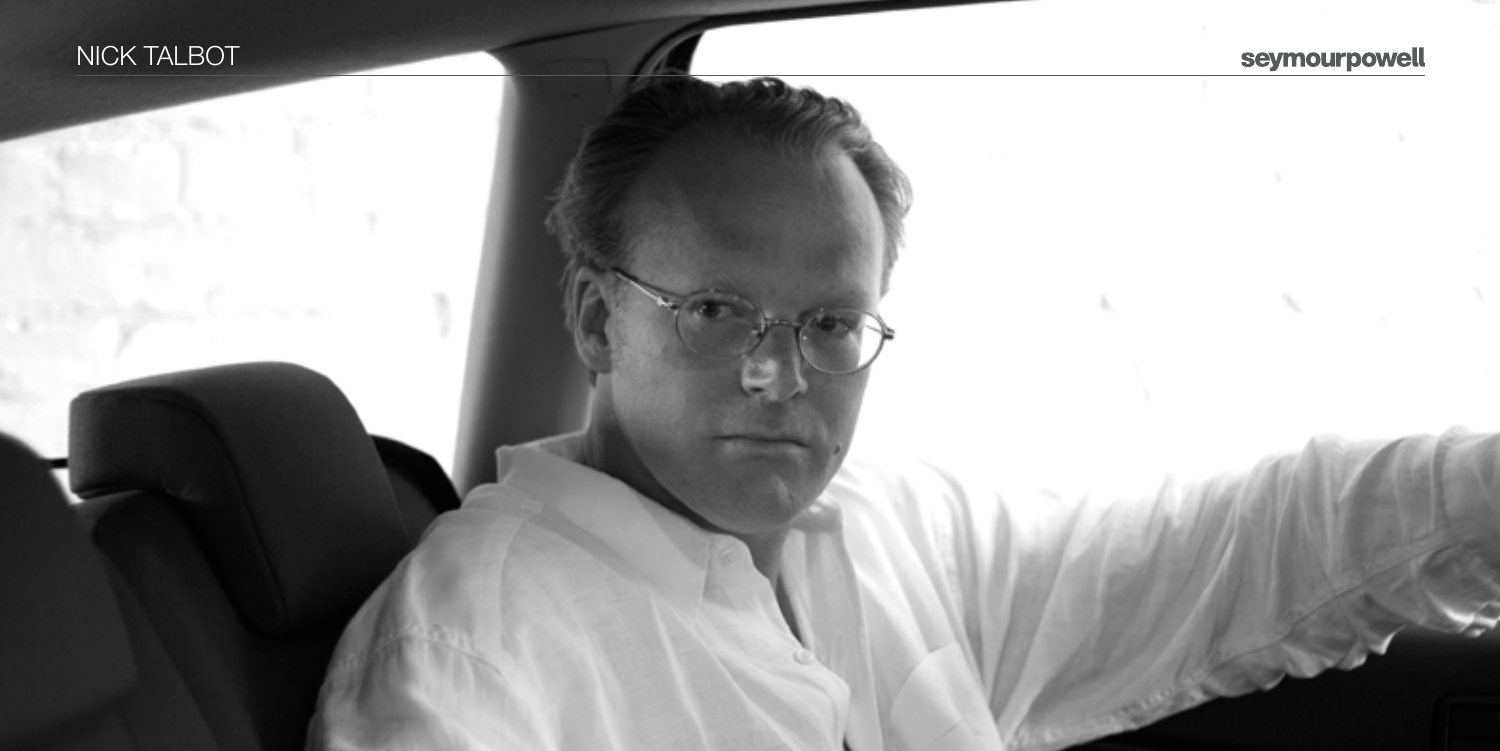# NICK TALBOT

seymourpowell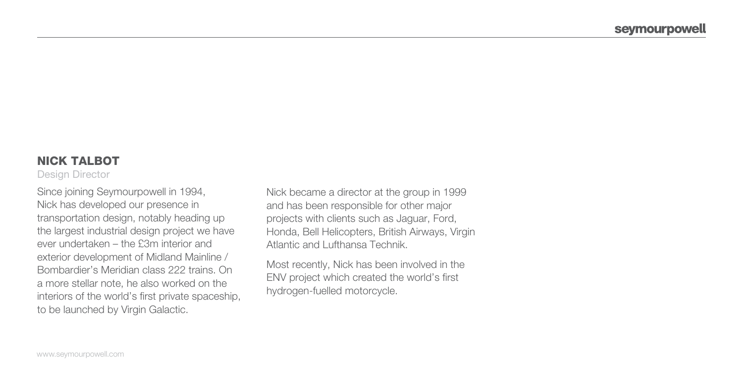## NICK TALBOT

Design Director

Since joining Seymourpowell in 1994, Nick has developed our presence in transportation design, notably heading up the largest industrial design project we have ever undertaken – the £3m interior and exterior development of Midland Mainline / Bombardier's Meridian class 222 trains. On a more stellar note, he also worked on the interiors of the world's first private spaceship, to be launched by Virgin Galactic.

Nick became a director at the group in 1999 and has been responsible for other major projects with clients such as Jaguar, Ford, Honda, Bell Helicopters, British Airways, Virgin Atlantic and Lufthansa Technik.

Most recently, Nick has been involved in the ENV project which created the world's first hydrogen-fuelled motorcycle.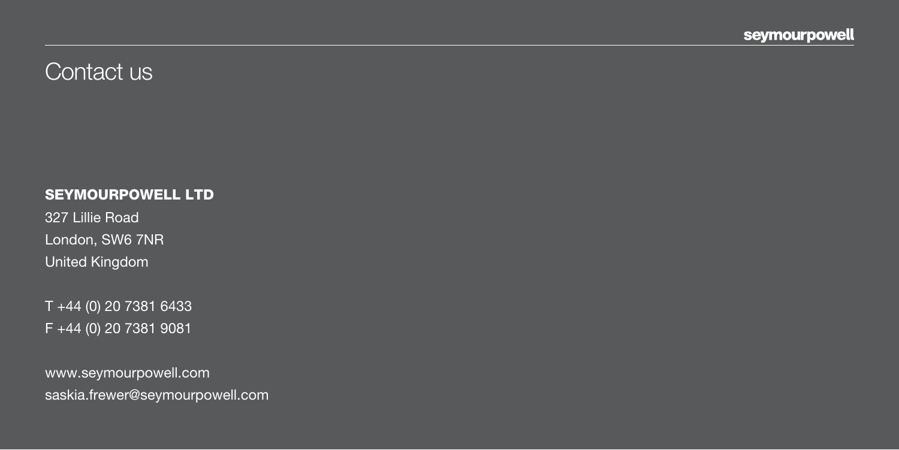# Contact us

**SEYMOURPOWELL LTD**

327 Lillie Road
London, SW6 7NR
United Kingdom

T +44 (0) 20 7381 6433
F +44 (0) 20 7381 9081

www.seymourpowell.com
saskia.frewer@seymourpowell.com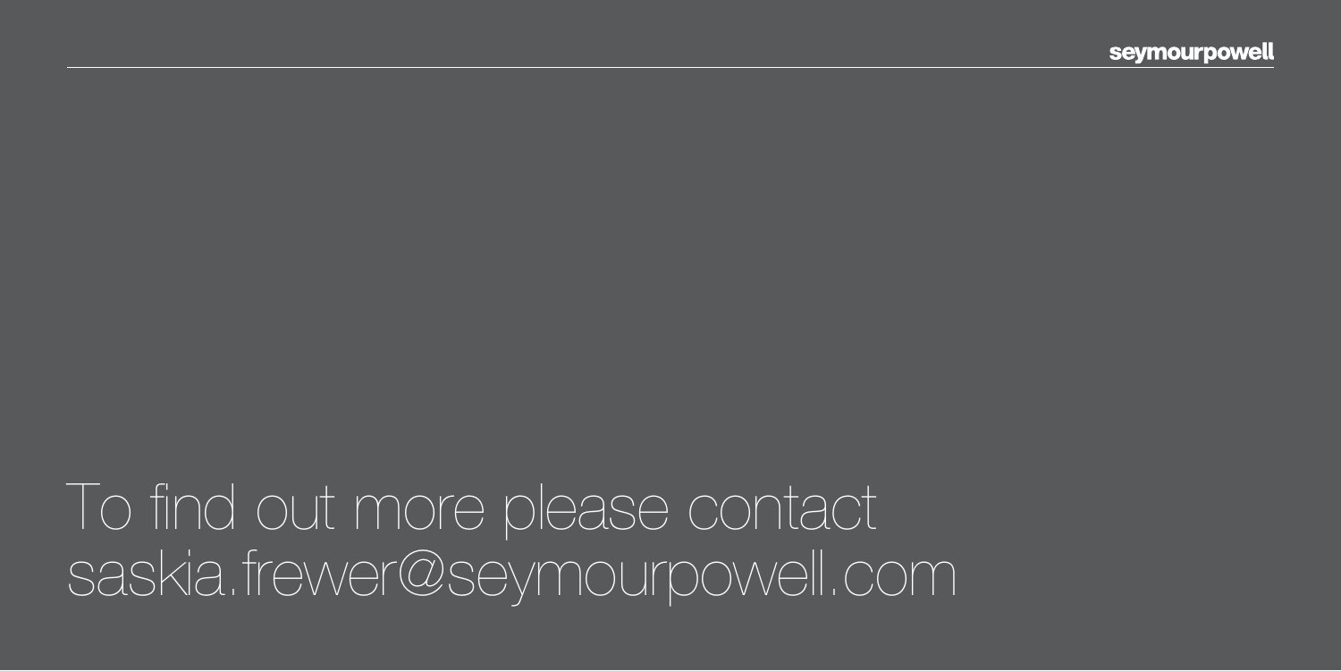To find out more please contact
saskia.frewer@seymourpowell.com